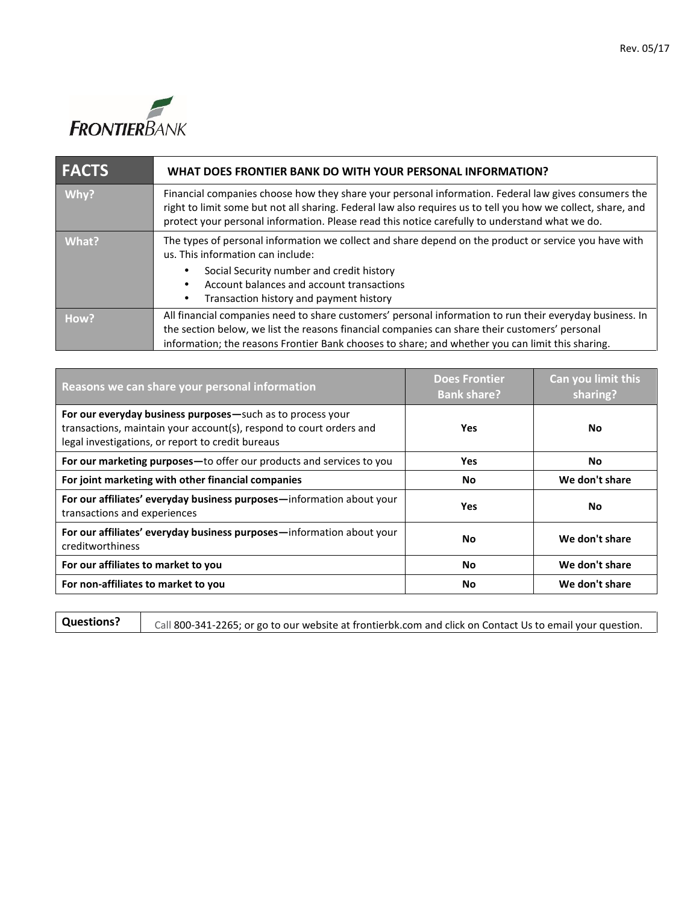Rev. 05/17

FRONTIERBANK

| FACTS | WHAT DOES FRONTIER BANK DO WITH YOUR PERSONAL INFORMATION? |
|---|---|
| Why? | Financial companies choose how they share your personal information. Federal law gives consumers the right to limit some but not all sharing. Federal law also requires us to tell you how we collect, share, and protect your personal information. Please read this notice carefully to understand what we do. |
| What? | The types of personal information we collect and share depend on the product or service you have with us. This information can include:<br>• Social Security number and credit history<br>• Account balances and account transactions<br>• Transaction history and payment history |
| How? | All financial companies need to share customers' personal information to run their everyday business. In the section below, we list the reasons financial companies can share their customers' personal information; the reasons Frontier Bank chooses to share; and whether you can limit this sharing. |

| Reasons we can share your personal information | Does Frontier Bank share? | Can you limit this sharing? |
|---|---|---|
| **For our everyday business purposes—**such as to process your transactions, maintain your account(s), respond to court orders and legal investigations, or report to credit bureaus | **Yes** | **No** |
| **For our marketing purposes—**to offer our products and services to you | **Yes** | **No** |
| **For joint marketing with other financial companies** | **No** | **We don't share** |
| **For our affiliates' everyday business purposes—**information about your transactions and experiences | **Yes** | **No** |
| **For our affiliates' everyday business purposes—**information about your creditworthiness | **No** | **We don't share** |
| **For our affiliates to market to you** | **No** | **We don't share** |
| **For non-affiliates to market to you** | **No** | **We don't share** |

| **Questions?** | Call 800-341-2265; or go to our website at frontierbk.com and click on Contact Us to email your question. |
|---|---|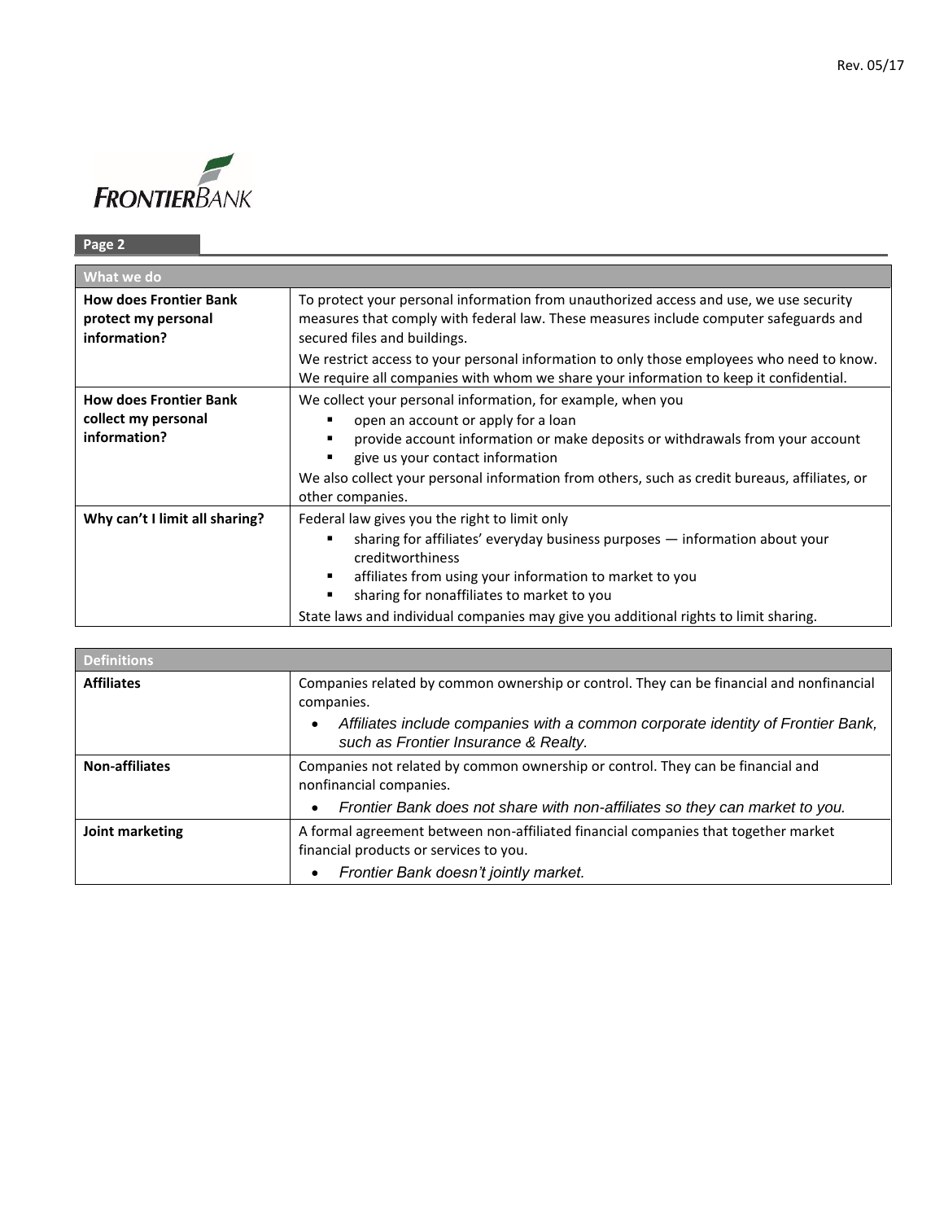FRONTIERBANK

**Page 2**

| What we do | |
|---|---|
| **How does Frontier Bank protect my personal information?** | To protect your personal information from unauthorized access and use, we use security measures that comply with federal law. These measures include computer safeguards and secured files and buildings.<br>We restrict access to your personal information to only those employees who need to know. We require all companies with whom we share your information to keep it confidential. |
| **How does Frontier Bank collect my personal information?** | We collect your personal information, for example, when you<br>▪ open an account or apply for a loan<br>▪ provide account information or make deposits or withdrawals from your account<br>▪ give us your contact information<br>We also collect your personal information from others, such as credit bureaus, affiliates, or other companies. |
| **Why can't I limit all sharing?** | Federal law gives you the right to limit only<br>▪ sharing for affiliates' everyday business purposes — information about your creditworthiness<br>▪ affiliates from using your information to market to you<br>▪ sharing for nonaffiliates to market to you<br>State laws and individual companies may give you additional rights to limit sharing. |

| Definitions | |
|---|---|
| **Affiliates** | Companies related by common ownership or control. They can be financial and nonfinancial companies.<br>• *Affiliates include companies with a common corporate identity of Frontier Bank, such as Frontier Insurance & Realty.* |
| **Non-affiliates** | Companies not related by common ownership or control. They can be financial and nonfinancial companies.<br>• *Frontier Bank does not share with non-affiliates so they can market to you.* |
| **Joint marketing** | A formal agreement between non-affiliated financial companies that together market financial products or services to you.<br>• *Frontier Bank doesn't jointly market.* |